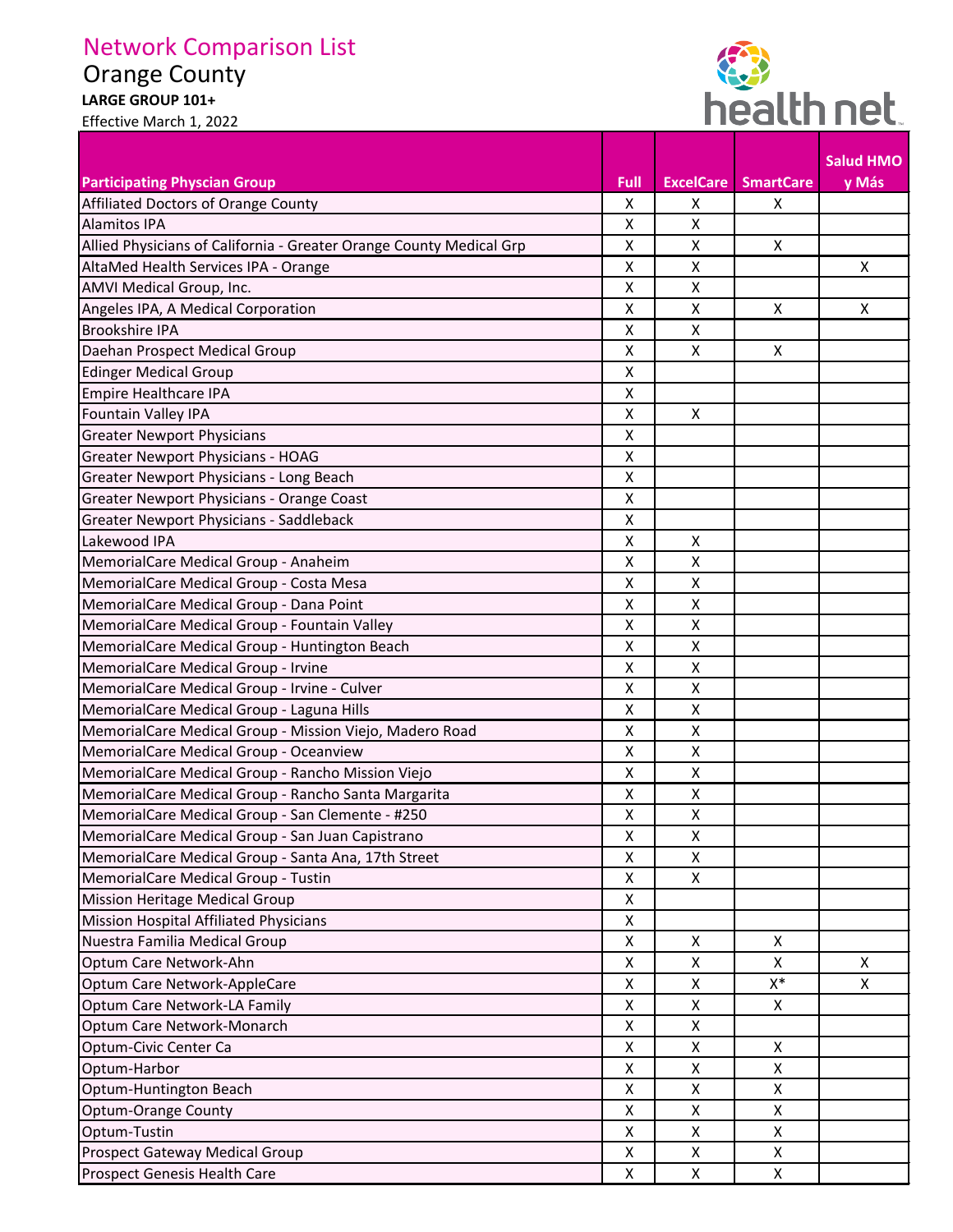# Network Comparison List

## Orange County

**LARGE GROUP 101+**

Effective March 1, 2022

| Participating Physcian Group | Full | ExcelCare | SmartCare | Salud HMO y Más |
|---|---|---|---|---|
| Affiliated Doctors of Orange County | X | X | X | |
| Alamitos IPA | X | X | | |
| Allied Physicians of California - Greater Orange County Medical Grp | X | X | X | |
| AltaMed Health Services IPA - Orange | X | X | | X |
| AMVI Medical Group, Inc. | X | X | | |
| Angeles IPA, A Medical Corporation | X | X | X | X |
| Brookshire IPA | X | X | | |
| Daehan Prospect Medical Group | X | X | X | |
| Edinger Medical Group | X | | | |
| Empire Healthcare IPA | X | | | |
| Fountain Valley IPA | X | X | | |
| Greater Newport Physicians | X | | | |
| Greater Newport Physicians - HOAG | X | | | |
| Greater Newport Physicians - Long Beach | X | | | |
| Greater Newport Physicians - Orange Coast | X | | | |
| Greater Newport Physicians - Saddleback | X | | | |
| Lakewood IPA | X | X | | |
| MemorialCare Medical Group - Anaheim | X | X | | |
| MemorialCare Medical Group - Costa Mesa | X | X | | |
| MemorialCare Medical Group - Dana Point | X | X | | |
| MemorialCare Medical Group - Fountain Valley | X | X | | |
| MemorialCare Medical Group - Huntington Beach | X | X | | |
| MemorialCare Medical Group - Irvine | X | X | | |
| MemorialCare Medical Group - Irvine - Culver | X | X | | |
| MemorialCare Medical Group - Laguna Hills | X | X | | |
| MemorialCare Medical Group - Mission Viejo, Madero Road | X | X | | |
| MemorialCare Medical Group - Oceanview | X | X | | |
| MemorialCare Medical Group - Rancho Mission Viejo | X | X | | |
| MemorialCare Medical Group - Rancho Santa Margarita | X | X | | |
| MemorialCare Medical Group - San Clemente - #250 | X | X | | |
| MemorialCare Medical Group - San Juan Capistrano | X | X | | |
| MemorialCare Medical Group - Santa Ana, 17th Street | X | X | | |
| MemorialCare Medical Group - Tustin | X | X | | |
| Mission Heritage Medical Group | X | | | |
| Mission Hospital Affiliated Physicians | X | | | |
| Nuestra Familia Medical Group | X | X | X | |
| Optum Care Network-Ahn | X | X | X | X |
| Optum Care Network-AppleCare | X | X | X* | X |
| Optum Care Network-LA Family | X | X | X | |
| Optum Care Network-Monarch | X | X | | |
| Optum-Civic Center Ca | X | X | X | |
| Optum-Harbor | X | X | X | |
| Optum-Huntington Beach | X | X | X | |
| Optum-Orange County | X | X | X | |
| Optum-Tustin | X | X | X | |
| Prospect Gateway Medical Group | X | X | X | |
| Prospect Genesis Health Care | X | X | X | |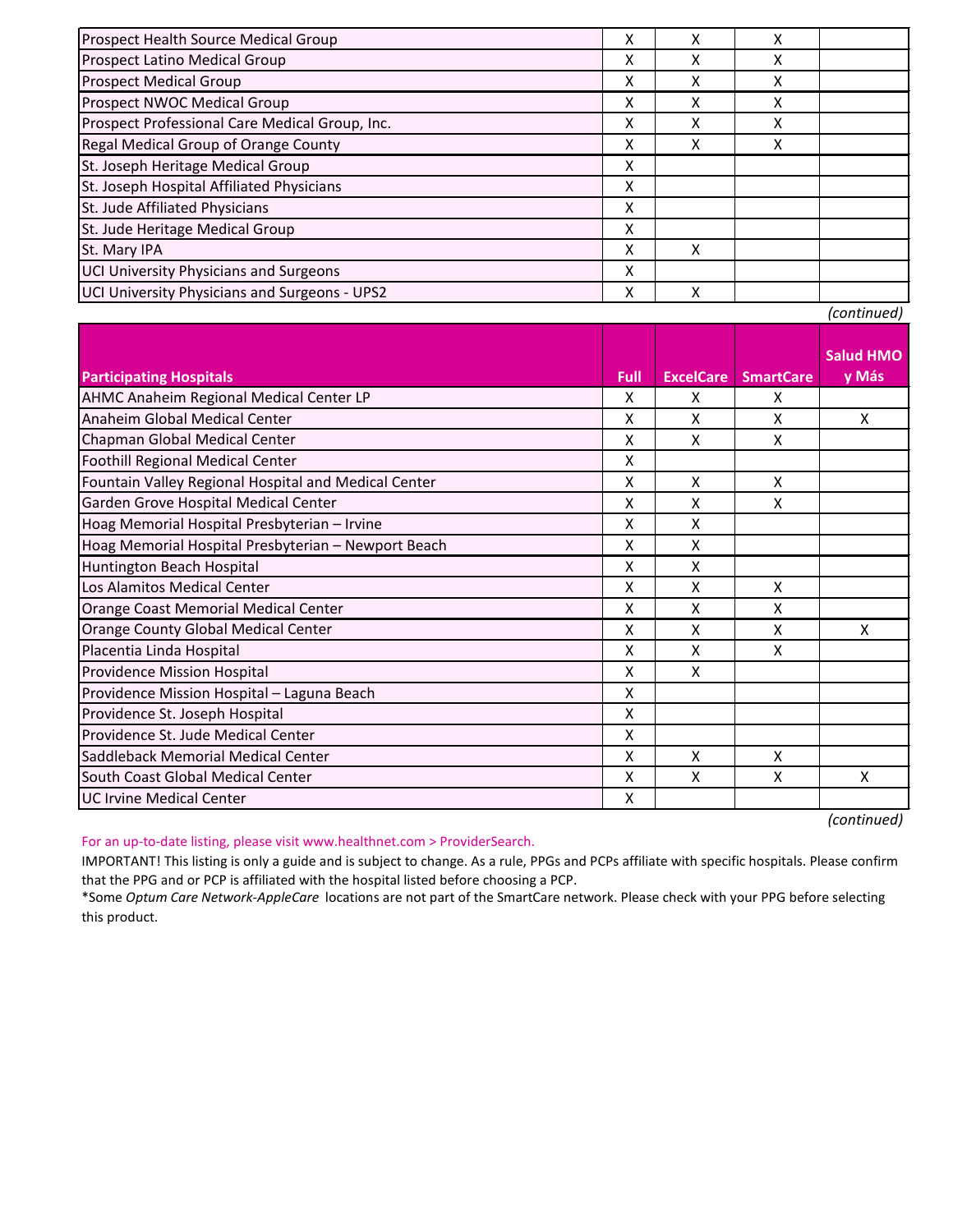| | Full | ExcelCare | SmartCare | Salud HMO y Más |
|---|---|---|---|---|
| Prospect Health Source Medical Group | X | X | X | |
| Prospect Latino Medical Group | X | X | X | |
| Prospect Medical Group | X | X | X | |
| Prospect NWOC Medical Group | X | X | X | |
| Prospect Professional Care Medical Group, Inc. | X | X | X | |
| Regal Medical Group of Orange County | X | X | X | |
| St. Joseph Heritage Medical Group | X | | | |
| St. Joseph Hospital Affiliated Physicians | X | | | |
| St. Jude Affiliated Physicians | X | | | |
| St. Jude Heritage Medical Group | X | | | |
| St. Mary IPA | X | X | | |
| UCI University Physicians and Surgeons | X | | | |
| UCI University Physicians and Surgeons - UPS2 | X | X | | |

*(continued)*

| Participating Hospitals | Full | ExcelCare | SmartCare | Salud HMO y Más |
|---|---|---|---|---|
| AHMC Anaheim Regional Medical Center LP | X | X | X | |
| Anaheim Global Medical Center | X | X | X | X |
| Chapman Global Medical Center | X | X | X | |
| Foothill Regional Medical Center | X | | | |
| Fountain Valley Regional Hospital and Medical Center | X | X | X | |
| Garden Grove Hospital Medical Center | X | X | X | |
| Hoag Memorial Hospital Presbyterian – Irvine | X | X | | |
| Hoag Memorial Hospital Presbyterian – Newport Beach | X | X | | |
| Huntington Beach Hospital | X | X | | |
| Los Alamitos Medical Center | X | X | X | |
| Orange Coast Memorial Medical Center | X | X | X | |
| Orange County Global Medical Center | X | X | X | X |
| Placentia Linda Hospital | X | X | X | |
| Providence Mission Hospital | X | X | | |
| Providence Mission Hospital – Laguna Beach | X | | | |
| Providence St. Joseph Hospital | X | | | |
| Providence St. Jude Medical Center | X | | | |
| Saddleback Memorial Medical Center | X | X | X | |
| South Coast Global Medical Center | X | X | X | X |
| UC Irvine Medical Center | X | | | |

*(continued)*

For an up-to-date listing, please visit www.healthnet.com > ProviderSearch.

IMPORTANT! This listing is only a guide and is subject to change. As a rule, PPGs and PCPs affiliate with specific hospitals. Please confirm that the PPG and or PCP is affiliated with the hospital listed before choosing a PCP.

*Some *Optum Care Network-AppleCare* locations are not part of the SmartCare network. Please check with your PPG before selecting this product.